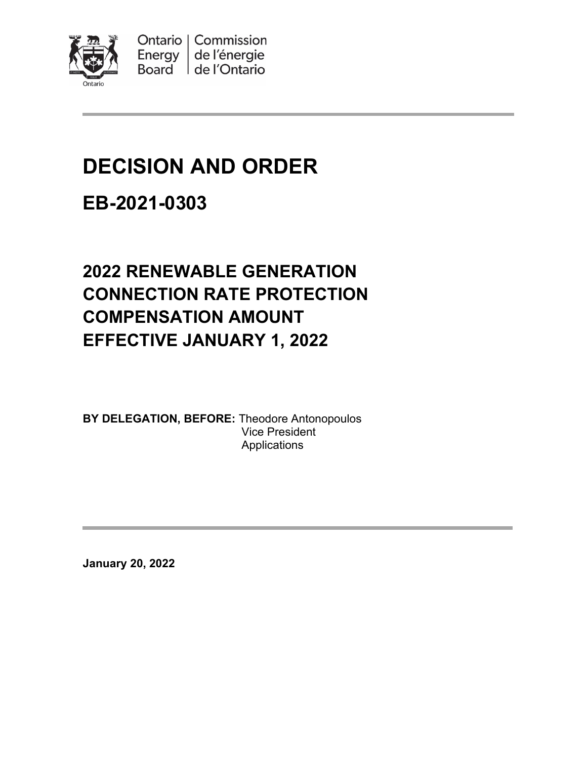Ontario Energy Board | Commission de l'énergie de l'Ontario

# DECISION AND ORDER

## EB-2021-0303

## 2022 RENEWABLE GENERATION CONNECTION RATE PROTECTION COMPENSATION AMOUNT EFFECTIVE JANUARY 1, 2022

**BY DELEGATION, BEFORE:** Theodore Antonopoulos
Vice President
Applications

**January 20, 2022**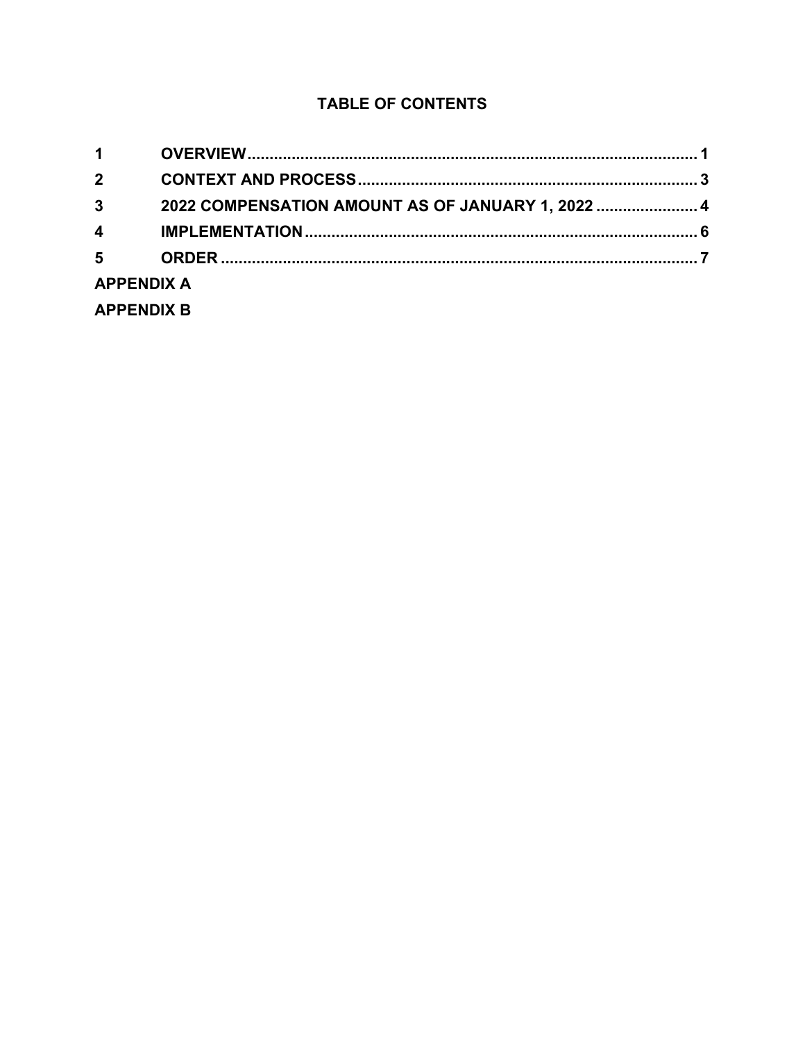## TABLE OF CONTENTS

| | | |
|---|---|---|
| 1 | OVERVIEW | 1 |
| 2 | CONTEXT AND PROCESS | 3 |
| 3 | 2022 COMPENSATION AMOUNT AS OF JANUARY 1, 2022 | 4 |
| 4 | IMPLEMENTATION | 6 |
| 5 | ORDER | 7 |

**APPENDIX A**

**APPENDIX B**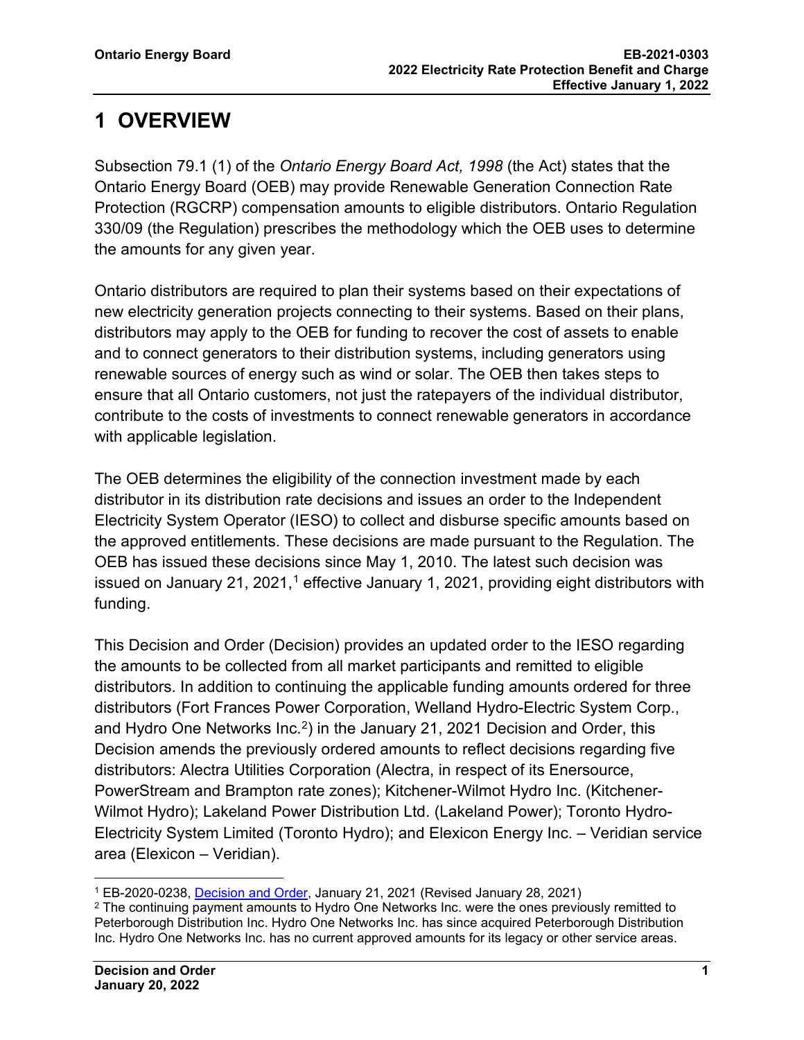# 1 OVERVIEW

Subsection 79.1 (1) of the *Ontario Energy Board Act, 1998* (the Act) states that the Ontario Energy Board (OEB) may provide Renewable Generation Connection Rate Protection (RGCRP) compensation amounts to eligible distributors. Ontario Regulation 330/09 (the Regulation) prescribes the methodology which the OEB uses to determine the amounts for any given year.

Ontario distributors are required to plan their systems based on their expectations of new electricity generation projects connecting to their systems. Based on their plans, distributors may apply to the OEB for funding to recover the cost of assets to enable and to connect generators to their distribution systems, including generators using renewable sources of energy such as wind or solar. The OEB then takes steps to ensure that all Ontario customers, not just the ratepayers of the individual distributor, contribute to the costs of investments to connect renewable generators in accordance with applicable legislation.

The OEB determines the eligibility of the connection investment made by each distributor in its distribution rate decisions and issues an order to the Independent Electricity System Operator (IESO) to collect and disburse specific amounts based on the approved entitlements. These decisions are made pursuant to the Regulation. The OEB has issued these decisions since May 1, 2010. The latest such decision was issued on January 21, 2021,[1] effective January 1, 2021, providing eight distributors with funding.

This Decision and Order (Decision) provides an updated order to the IESO regarding the amounts to be collected from all market participants and remitted to eligible distributors. In addition to continuing the applicable funding amounts ordered for three distributors (Fort Frances Power Corporation, Welland Hydro-Electric System Corp., and Hydro One Networks Inc.[2]) in the January 21, 2021 Decision and Order, this Decision amends the previously ordered amounts to reflect decisions regarding five distributors: Alectra Utilities Corporation (Alectra, in respect of its Enersource, PowerStream and Brampton rate zones); Kitchener-Wilmot Hydro Inc. (Kitchener-Wilmot Hydro); Lakeland Power Distribution Ltd. (Lakeland Power); Toronto Hydro-Electricity System Limited (Toronto Hydro); and Elexicon Energy Inc. – Veridian service area (Elexicon – Veridian).

---

[1] EB-2020-0238, Decision and Order, January 21, 2021 (Revised January 28, 2021)

[2] The continuing payment amounts to Hydro One Networks Inc. were the ones previously remitted to Peterborough Distribution Inc. Hydro One Networks Inc. has since acquired Peterborough Distribution Inc. Hydro One Networks Inc. has no current approved amounts for its legacy or other service areas.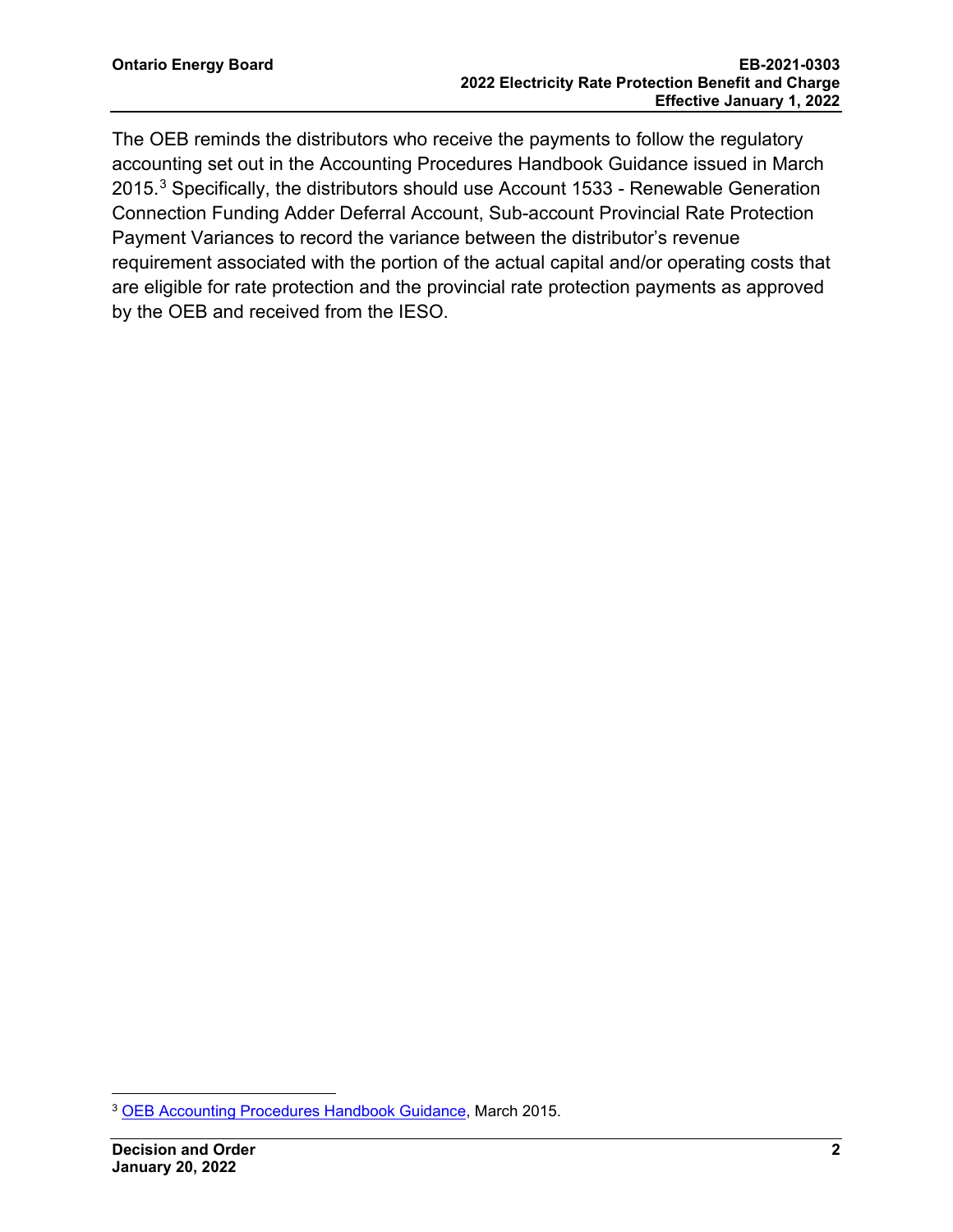The OEB reminds the distributors who receive the payments to follow the regulatory accounting set out in the Accounting Procedures Handbook Guidance issued in March 2015.[3] Specifically, the distributors should use Account 1533 - Renewable Generation Connection Funding Adder Deferral Account, Sub-account Provincial Rate Protection Payment Variances to record the variance between the distributor's revenue requirement associated with the portion of the actual capital and/or operating costs that are eligible for rate protection and the provincial rate protection payments as approved by the OEB and received from the IESO.

---

[3] OEB Accounting Procedures Handbook Guidance, March 2015.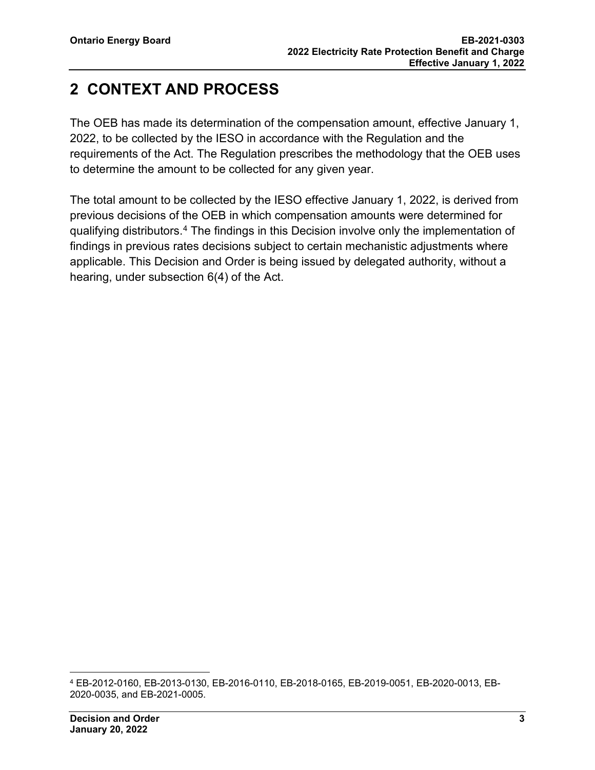# 2 CONTEXT AND PROCESS

The OEB has made its determination of the compensation amount, effective January 1, 2022, to be collected by the IESO in accordance with the Regulation and the requirements of the Act. The Regulation prescribes the methodology that the OEB uses to determine the amount to be collected for any given year.

The total amount to be collected by the IESO effective January 1, 2022, is derived from previous decisions of the OEB in which compensation amounts were determined for qualifying distributors.[4] The findings in this Decision involve only the implementation of findings in previous rates decisions subject to certain mechanistic adjustments where applicable. This Decision and Order is being issued by delegated authority, without a hearing, under subsection 6(4) of the Act.

[4] EB-2012-0160, EB-2013-0130, EB-2016-0110, EB-2018-0165, EB-2019-0051, EB-2020-0013, EB-2020-0035, and EB-2021-0005.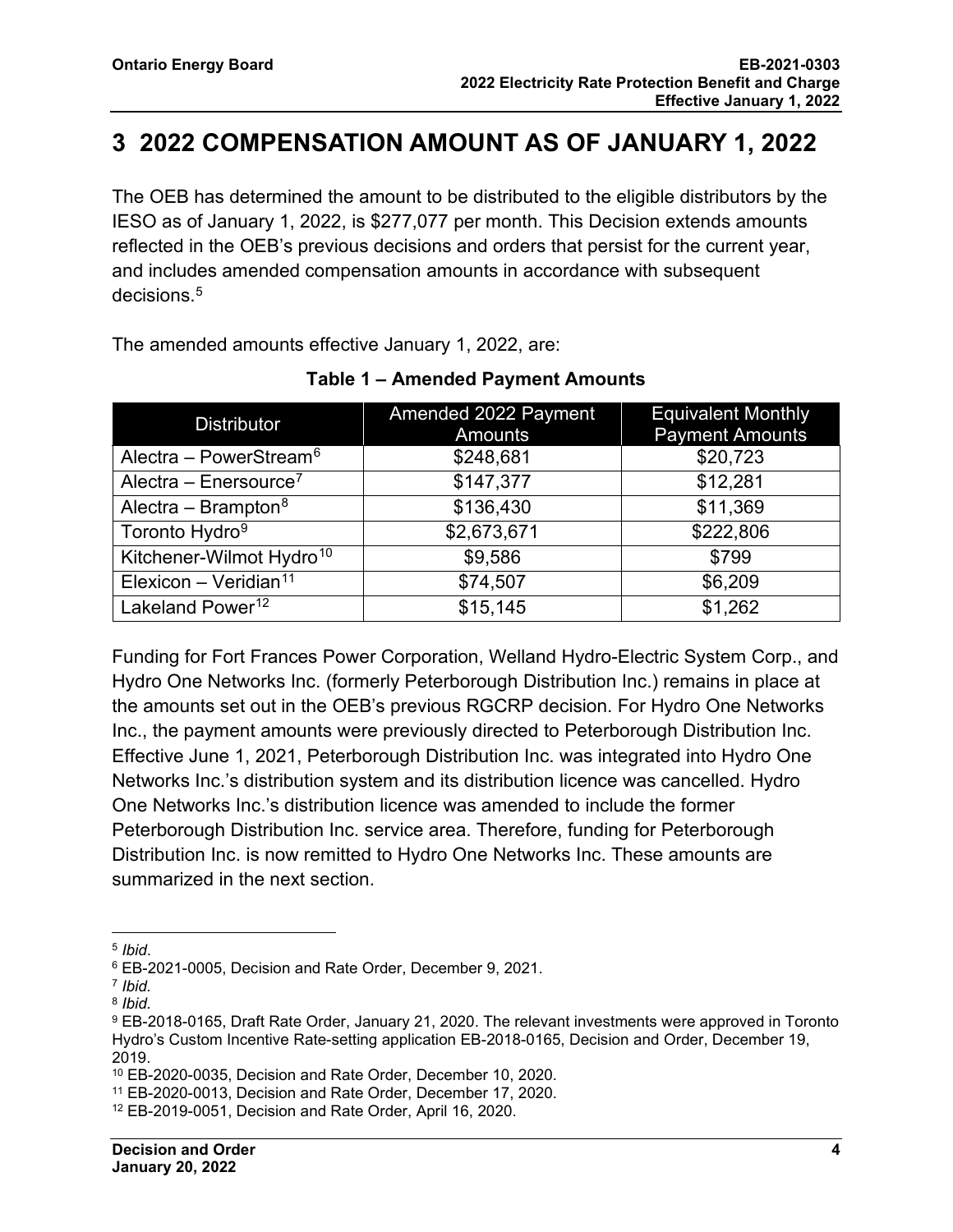# 3 2022 COMPENSATION AMOUNT AS OF JANUARY 1, 2022

The OEB has determined the amount to be distributed to the eligible distributors by the IESO as of January 1, 2022, is $277,077 per month. This Decision extends amounts reflected in the OEB's previous decisions and orders that persist for the current year, and includes amended compensation amounts in accordance with subsequent decisions.[5]

The amended amounts effective January 1, 2022, are:

**Table 1 – Amended Payment Amounts**

| Distributor | Amended 2022 Payment Amounts | Equivalent Monthly Payment Amounts |
|---|---|---|
| Alectra – PowerStream[6] | $248,681 | $20,723 |
| Alectra – Enersource[7] | $147,377 | $12,281 |
| Alectra – Brampton[8] | $136,430 | $11,369 |
| Toronto Hydro[9] | $2,673,671 | $222,806 |
| Kitchener-Wilmot Hydro[10] | $9,586 | $799 |
| Elexicon – Veridian[11] | $74,507 | $6,209 |
| Lakeland Power[12] | $15,145 | $1,262 |

Funding for Fort Frances Power Corporation, Welland Hydro-Electric System Corp., and Hydro One Networks Inc. (formerly Peterborough Distribution Inc.) remains in place at the amounts set out in the OEB's previous RGCRP decision. For Hydro One Networks Inc., the payment amounts were previously directed to Peterborough Distribution Inc. Effective June 1, 2021, Peterborough Distribution Inc. was integrated into Hydro One Networks Inc.'s distribution system and its distribution licence was cancelled. Hydro One Networks Inc.'s distribution licence was amended to include the former Peterborough Distribution Inc. service area. Therefore, funding for Peterborough Distribution Inc. is now remitted to Hydro One Networks Inc. These amounts are summarized in the next section.

---

[5] *Ibid*.

[6] EB-2021-0005, Decision and Rate Order, December 9, 2021.

[7] *Ibid.*

[8] *Ibid.*

[9] EB-2018-0165, Draft Rate Order, January 21, 2020. The relevant investments were approved in Toronto Hydro's Custom Incentive Rate-setting application EB-2018-0165, Decision and Order, December 19, 2019.

[10] EB-2020-0035, Decision and Rate Order, December 10, 2020.

[11] EB-2020-0013, Decision and Rate Order, December 17, 2020.

[12] EB-2019-0051, Decision and Rate Order, April 16, 2020.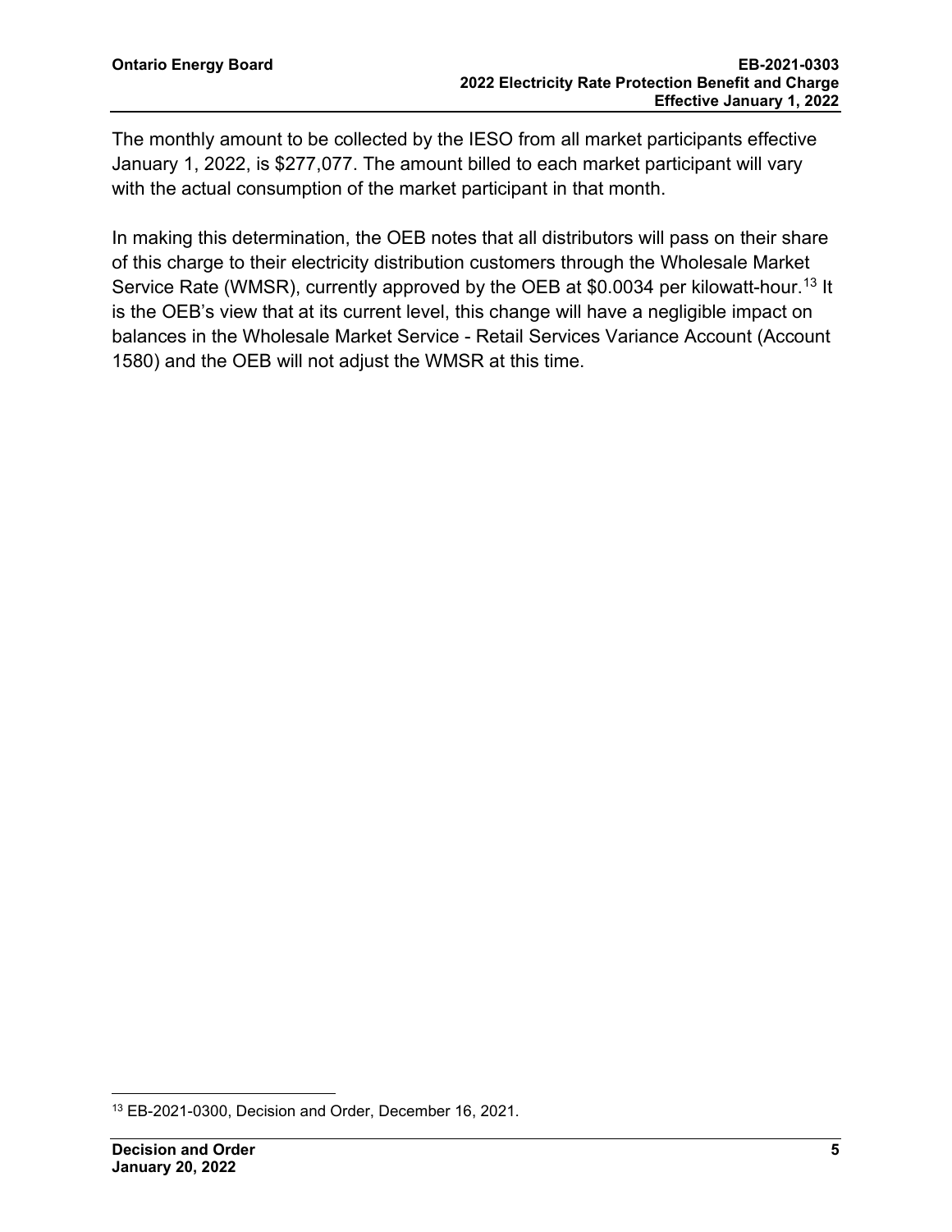The monthly amount to be collected by the IESO from all market participants effective January 1, 2022, is $277,077. The amount billed to each market participant will vary with the actual consumption of the market participant in that month.

In making this determination, the OEB notes that all distributors will pass on their share of this charge to their electricity distribution customers through the Wholesale Market Service Rate (WMSR), currently approved by the OEB at $0.0034 per kilowatt-hour.[13] It is the OEB's view that at its current level, this change will have a negligible impact on balances in the Wholesale Market Service - Retail Services Variance Account (Account 1580) and the OEB will not adjust the WMSR at this time.

[13] EB-2021-0300, Decision and Order, December 16, 2021.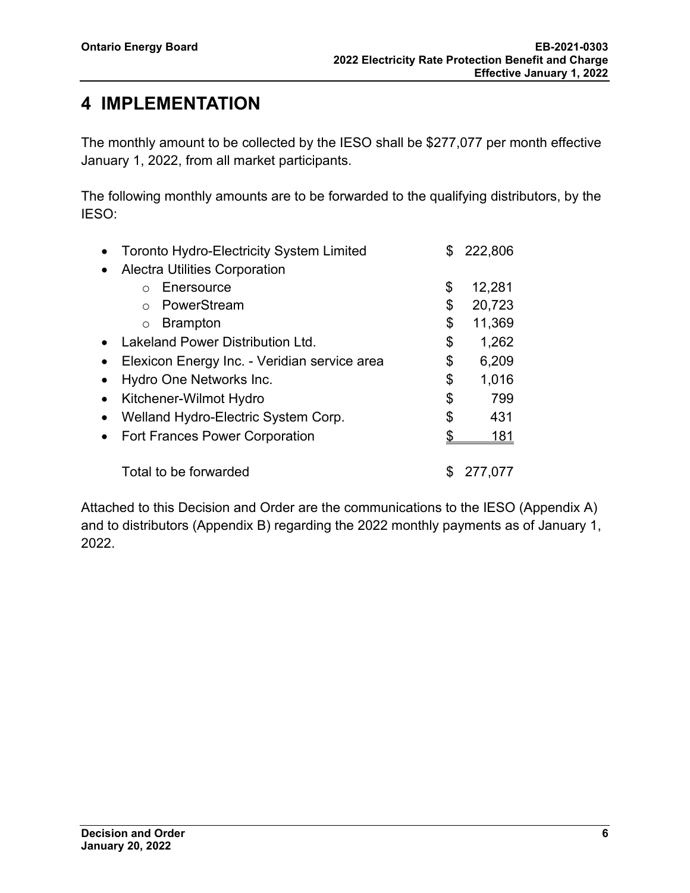# 4 IMPLEMENTATION

The monthly amount to be collected by the IESO shall be $277,077 per month effective January 1, 2022, from all market participants.

The following monthly amounts are to be forwarded to the qualifying distributors, by the IESO:

| Distributor | Amount |
|---|---|
| • Toronto Hydro-Electricity System Limited | $ 222,806 |
| • Alectra Utilities Corporation | |
| ○ Enersource | $ 12,281 |
| ○ PowerStream | $ 20,723 |
| ○ Brampton | $ 11,369 |
| • Lakeland Power Distribution Ltd. | $ 1,262 |
| • Elexicon Energy Inc. - Veridian service area | $ 6,209 |
| • Hydro One Networks Inc. | $ 1,016 |
| • Kitchener-Wilmot Hydro | $ 799 |
| • Welland Hydro-Electric System Corp. | $ 431 |
| • Fort Frances Power Corporation | $ 181 |
| Total to be forwarded | $ 277,077 |

Attached to this Decision and Order are the communications to the IESO (Appendix A) and to distributors (Appendix B) regarding the 2022 monthly payments as of January 1, 2022.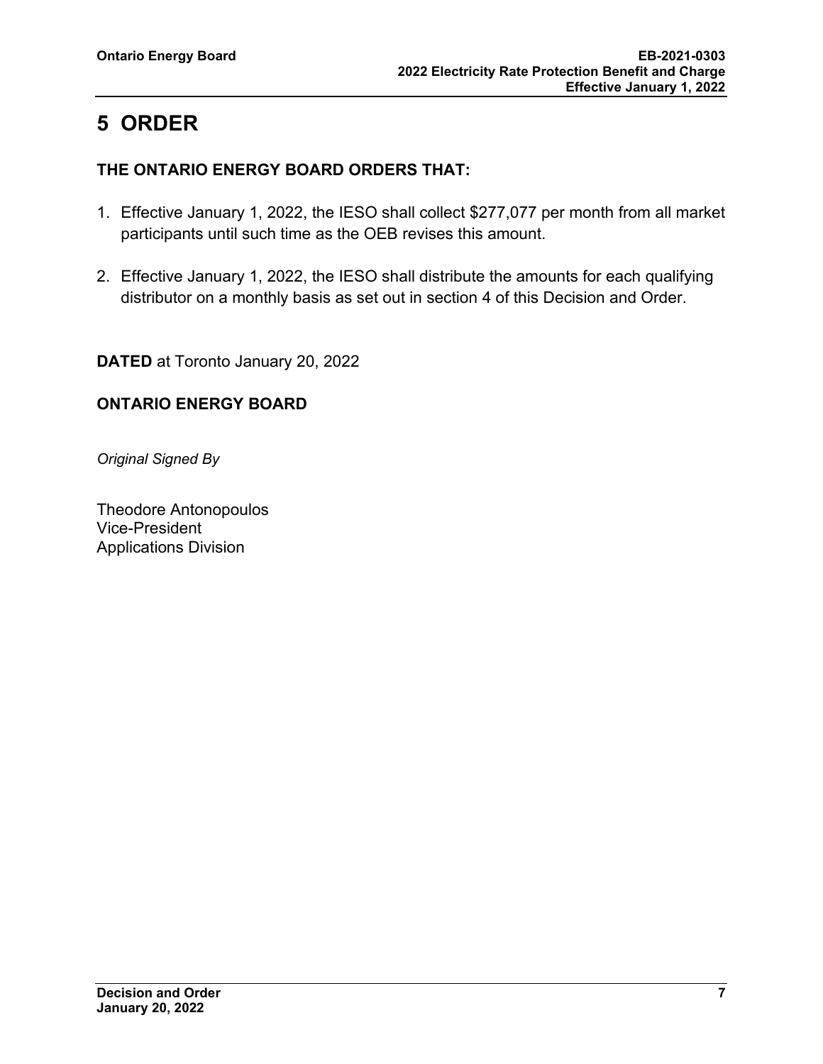# 5 ORDER

**THE ONTARIO ENERGY BOARD ORDERS THAT:**

1. Effective January 1, 2022, the IESO shall collect $277,077 per month from all market participants until such time as the OEB revises this amount.
2. Effective January 1, 2022, the IESO shall distribute the amounts for each qualifying distributor on a monthly basis as set out in section 4 of this Decision and Order.

**DATED** at Toronto January 20, 2022

**ONTARIO ENERGY BOARD**

*Original Signed By*

Theodore Antonopoulos
Vice-President
Applications Division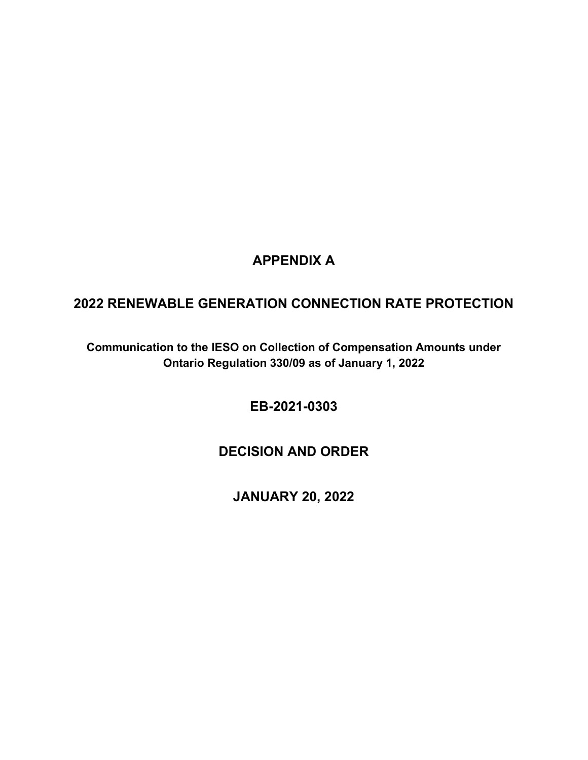# APPENDIX A

## 2022 RENEWABLE GENERATION CONNECTION RATE PROTECTION

**Communication to the IESO on Collection of Compensation Amounts under Ontario Regulation 330/09 as of January 1, 2022**

## EB-2021-0303

## DECISION AND ORDER

## JANUARY 20, 2022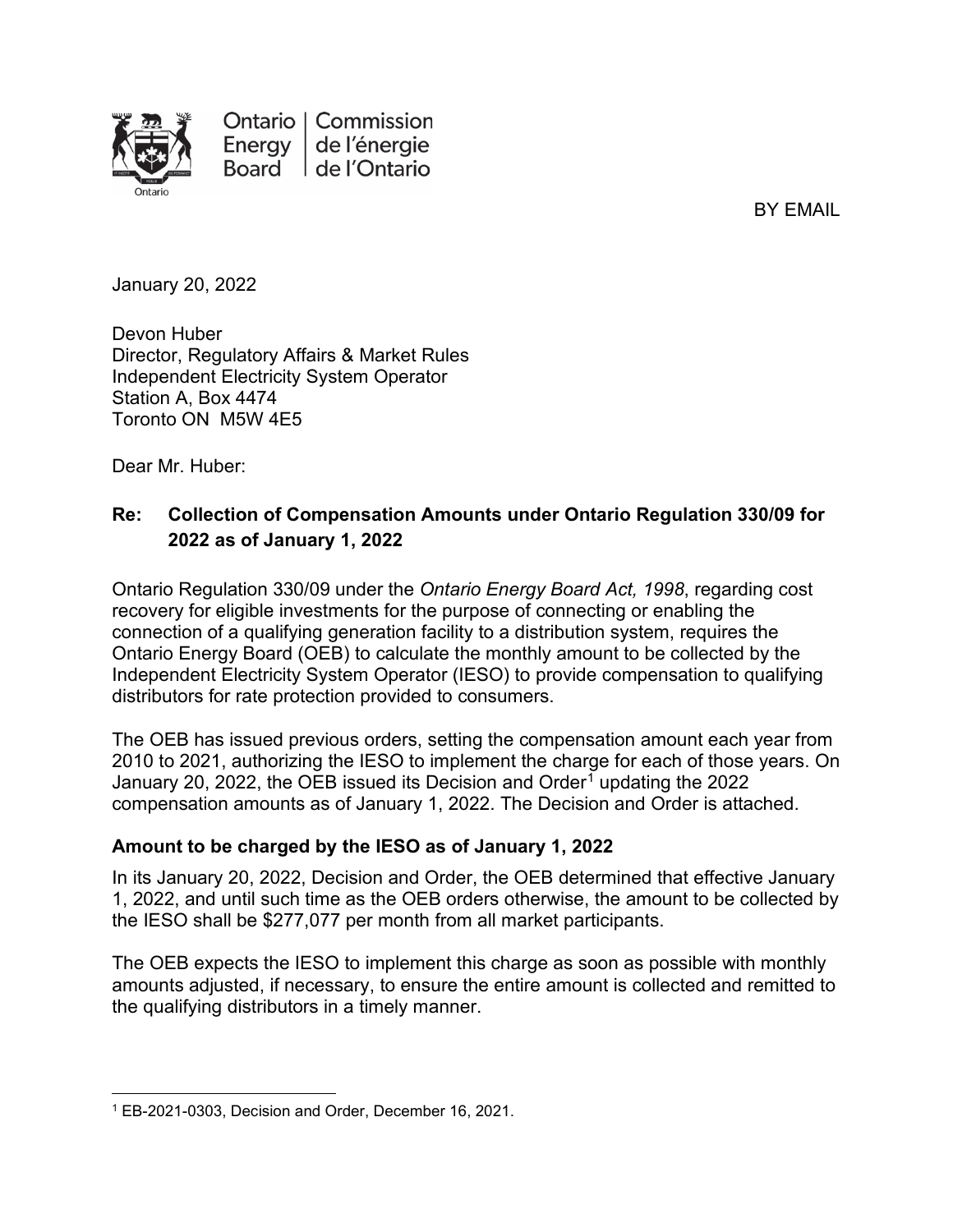Ontario Energy Board | Commission de l'énergie de l'Ontario

BY EMAIL

January 20, 2022

Devon Huber
Director, Regulatory Affairs & Market Rules
Independent Electricity System Operator
Station A, Box 4474
Toronto ON M5W 4E5

Dear Mr. Huber:

**Re: Collection of Compensation Amounts under Ontario Regulation 330/09 for 2022 as of January 1, 2022**

Ontario Regulation 330/09 under the *Ontario Energy Board Act, 1998*, regarding cost recovery for eligible investments for the purpose of connecting or enabling the connection of a qualifying generation facility to a distribution system, requires the Ontario Energy Board (OEB) to calculate the monthly amount to be collected by the Independent Electricity System Operator (IESO) to provide compensation to qualifying distributors for rate protection provided to consumers.

The OEB has issued previous orders, setting the compensation amount each year from 2010 to 2021, authorizing the IESO to implement the charge for each of those years. On January 20, 2022, the OEB issued its Decision and Order[1] updating the 2022 compensation amounts as of January 1, 2022. The Decision and Order is attached.

**Amount to be charged by the IESO as of January 1, 2022**

In its January 20, 2022, Decision and Order, the OEB determined that effective January 1, 2022, and until such time as the OEB orders otherwise, the amount to be collected by the IESO shall be $277,077 per month from all market participants.

The OEB expects the IESO to implement this charge as soon as possible with monthly amounts adjusted, if necessary, to ensure the entire amount is collected and remitted to the qualifying distributors in a timely manner.

---

[1] EB-2021-0303, Decision and Order, December 16, 2021.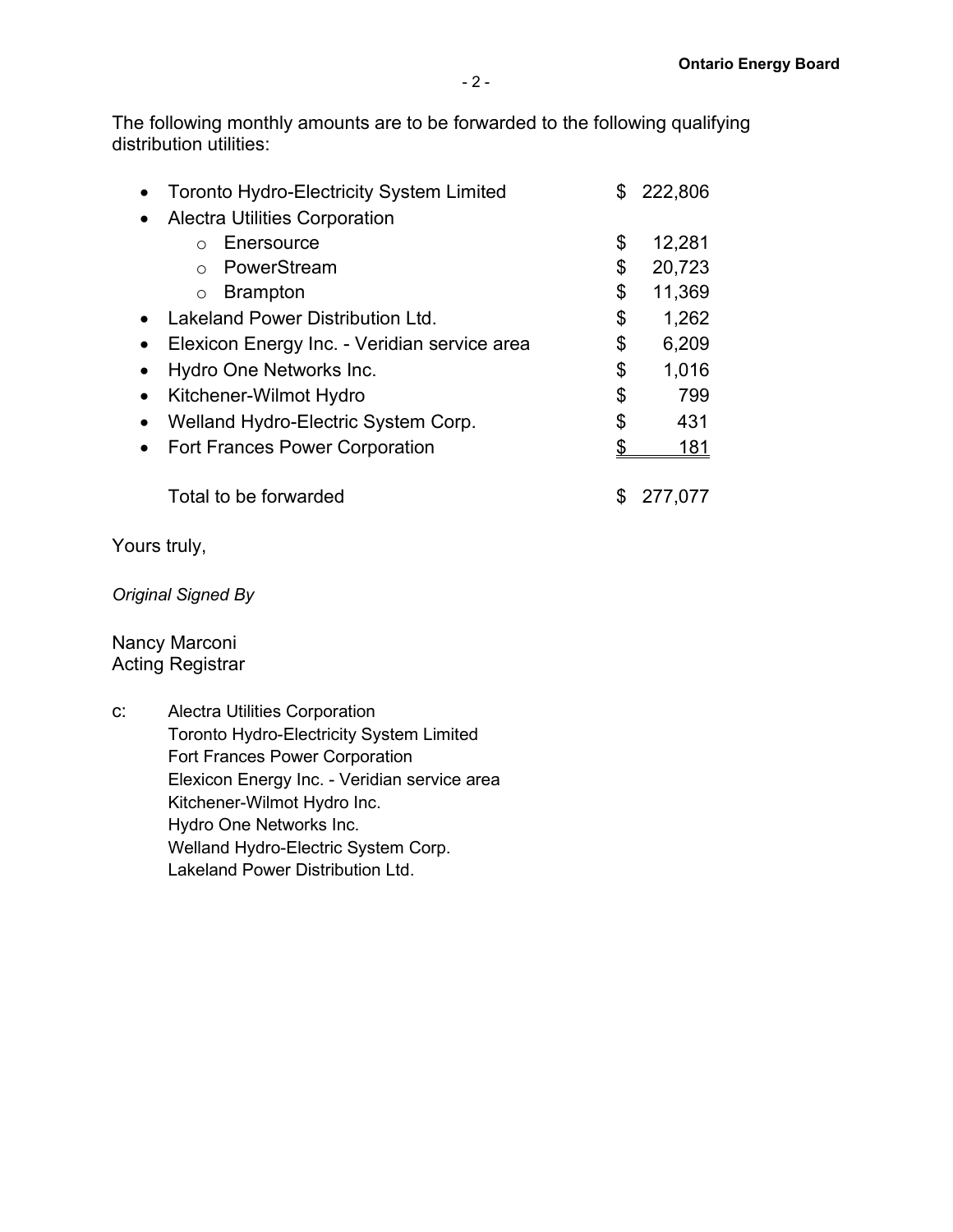The following monthly amounts are to be forwarded to the following qualifying distribution utilities:

- Toronto Hydro-Electricity System Limited — $ 222,806
- Alectra Utilities Corporation
  - Enersource — $ 12,281
  - PowerStream — $ 20,723
  - Brampton — $ 11,369
- Lakeland Power Distribution Ltd. — $ 1,262
- Elexicon Energy Inc. - Veridian service area — $ 6,209
- Hydro One Networks Inc. — $ 1,016
- Kitchener-Wilmot Hydro — $ 799
- Welland Hydro-Electric System Corp. — $ 431
- Fort Frances Power Corporation — $ 181

Total to be forwarded — $ 277,077

Yours truly,

*Original Signed By*

Nancy Marconi
Acting Registrar

c: Alectra Utilities Corporation
Toronto Hydro-Electricity System Limited
Fort Frances Power Corporation
Elexicon Energy Inc. - Veridian service area
Kitchener-Wilmot Hydro Inc.
Hydro One Networks Inc.
Welland Hydro-Electric System Corp.
Lakeland Power Distribution Ltd.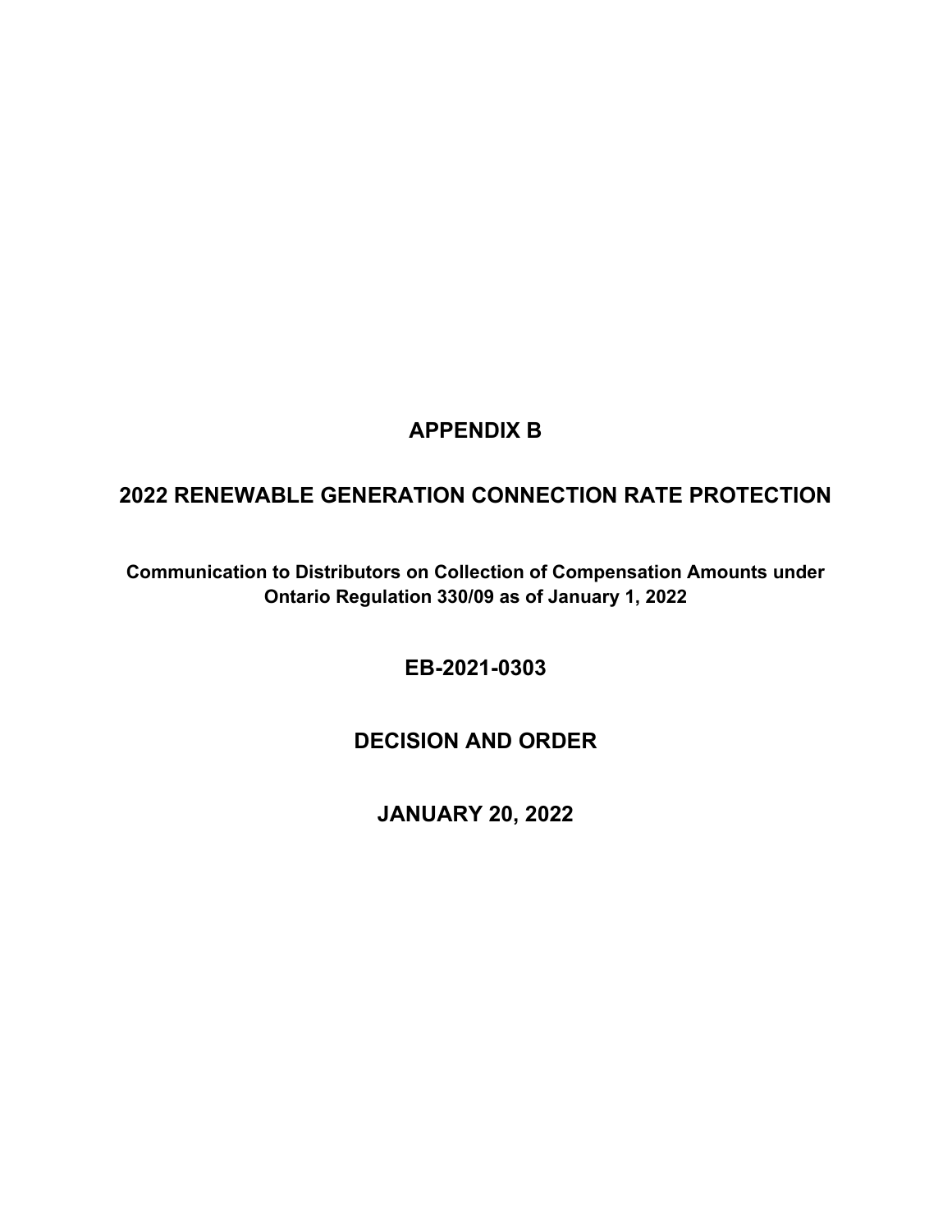# APPENDIX B

## 2022 RENEWABLE GENERATION CONNECTION RATE PROTECTION

**Communication to Distributors on Collection of Compensation Amounts under Ontario Regulation 330/09 as of January 1, 2022**

## EB-2021-0303

## DECISION AND ORDER

## JANUARY 20, 2022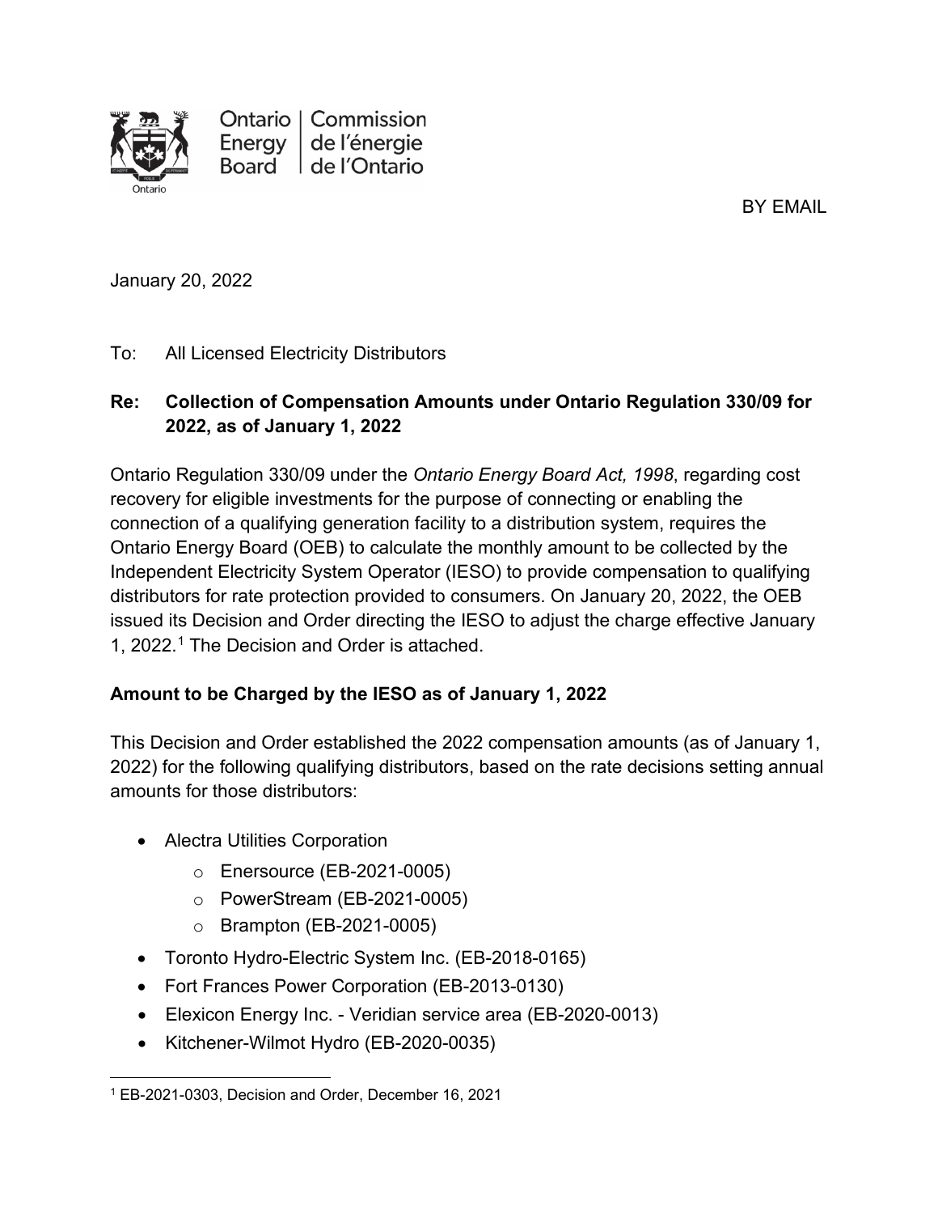Ontario Energy Board | Commission de l'énergie de l'Ontario

BY EMAIL

January 20, 2022

To: All Licensed Electricity Distributors

**Re: Collection of Compensation Amounts under Ontario Regulation 330/09 for 2022, as of January 1, 2022**

Ontario Regulation 330/09 under the *Ontario Energy Board Act, 1998*, regarding cost recovery for eligible investments for the purpose of connecting or enabling the connection of a qualifying generation facility to a distribution system, requires the Ontario Energy Board (OEB) to calculate the monthly amount to be collected by the Independent Electricity System Operator (IESO) to provide compensation to qualifying distributors for rate protection provided to consumers. On January 20, 2022, the OEB issued its Decision and Order directing the IESO to adjust the charge effective January 1, 2022.[1] The Decision and Order is attached.

## Amount to be Charged by the IESO as of January 1, 2022

This Decision and Order established the 2022 compensation amounts (as of January 1, 2022) for the following qualifying distributors, based on the rate decisions setting annual amounts for those distributors:

- Alectra Utilities Corporation
  - Enersource (EB-2021-0005)
  - PowerStream (EB-2021-0005)
  - Brampton (EB-2021-0005)
- Toronto Hydro-Electric System Inc. (EB-2018-0165)
- Fort Frances Power Corporation (EB-2013-0130)
- Elexicon Energy Inc. - Veridian service area (EB-2020-0013)
- Kitchener-Wilmot Hydro (EB-2020-0035)

[1] EB-2021-0303, Decision and Order, December 16, 2021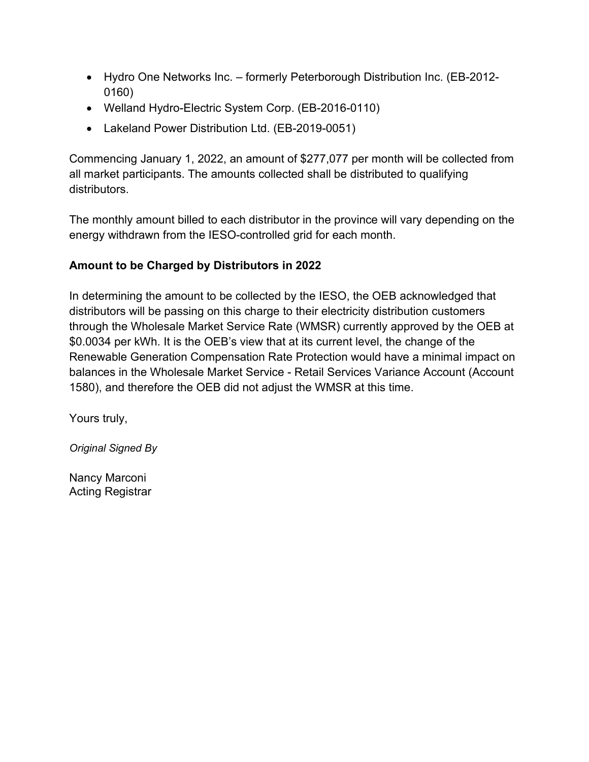- Hydro One Networks Inc. – formerly Peterborough Distribution Inc. (EB-2012-0160)
- Welland Hydro-Electric System Corp. (EB-2016-0110)
- Lakeland Power Distribution Ltd. (EB-2019-0051)

Commencing January 1, 2022, an amount of $277,077 per month will be collected from all market participants. The amounts collected shall be distributed to qualifying distributors.

The monthly amount billed to each distributor in the province will vary depending on the energy withdrawn from the IESO-controlled grid for each month.

**Amount to be Charged by Distributors in 2022**

In determining the amount to be collected by the IESO, the OEB acknowledged that distributors will be passing on this charge to their electricity distribution customers through the Wholesale Market Service Rate (WMSR) currently approved by the OEB at $0.0034 per kWh. It is the OEB's view that at its current level, the change of the Renewable Generation Compensation Rate Protection would have a minimal impact on balances in the Wholesale Market Service - Retail Services Variance Account (Account 1580), and therefore the OEB did not adjust the WMSR at this time.

Yours truly,

*Original Signed By*

Nancy Marconi
Acting Registrar